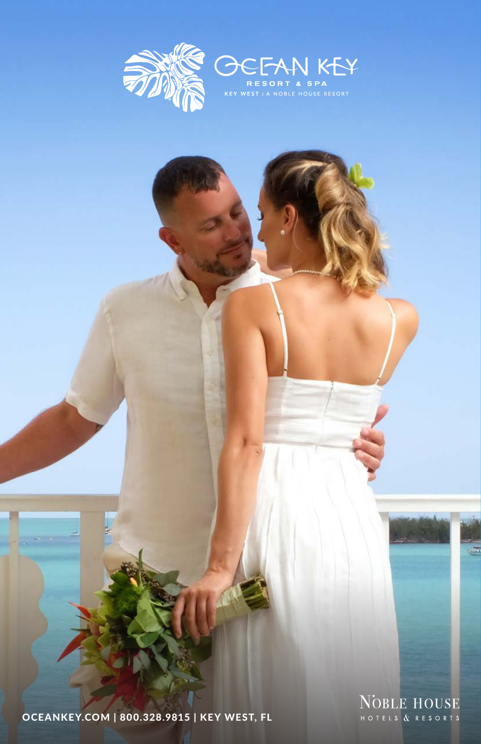# OCEAN KEY

RESORT & SPA

KEY WEST | A NOBLE HOUSE RESORT

OCEANKEY.COM | 800.328.9815 | KEY WEST, FL

NOBLE HOUSE

HOTELS & RESORTS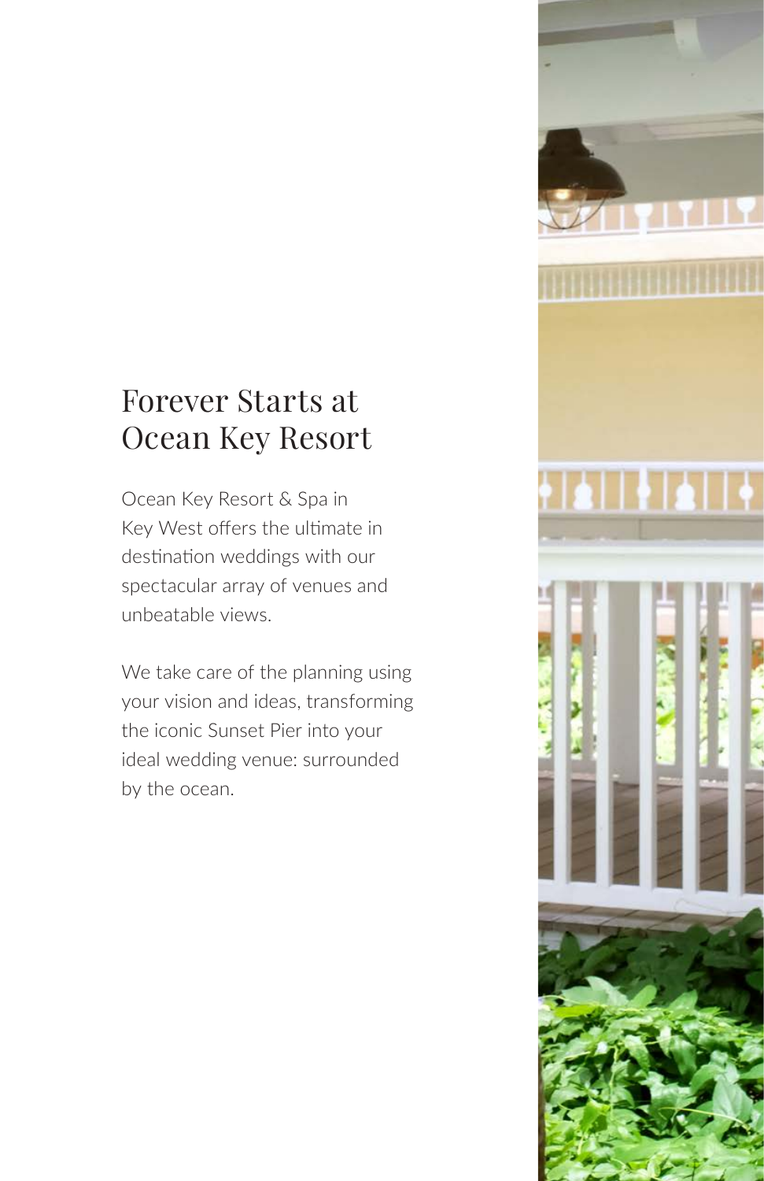# Forever Starts at Ocean Key Resort

Ocean Key Resort & Spa in Key West offers the ultimate in destination weddings with our spectacular array of venues and unbeatable views.

We take care of the planning using your vision and ideas, transforming the iconic Sunset Pier into your ideal wedding venue: surrounded by the ocean.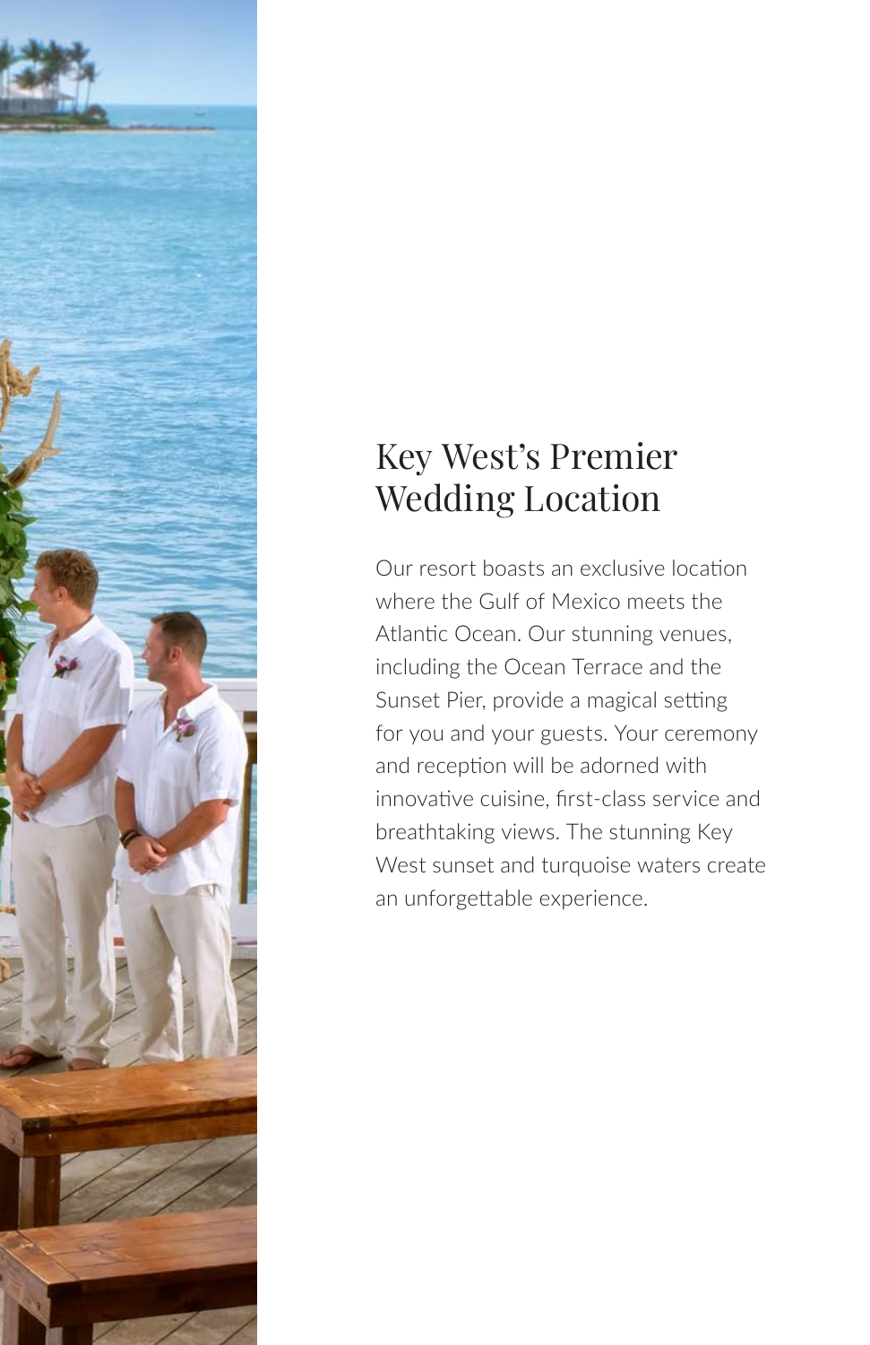# Key West's Premier Wedding Location

Our resort boasts an exclusive location where the Gulf of Mexico meets the Atlantic Ocean. Our stunning venues, including the Ocean Terrace and the Sunset Pier, provide a magical setting for you and your guests. Your ceremony and reception will be adorned with innovative cuisine, first-class service and breathtaking views. The stunning Key West sunset and turquoise waters create an unforgettable experience.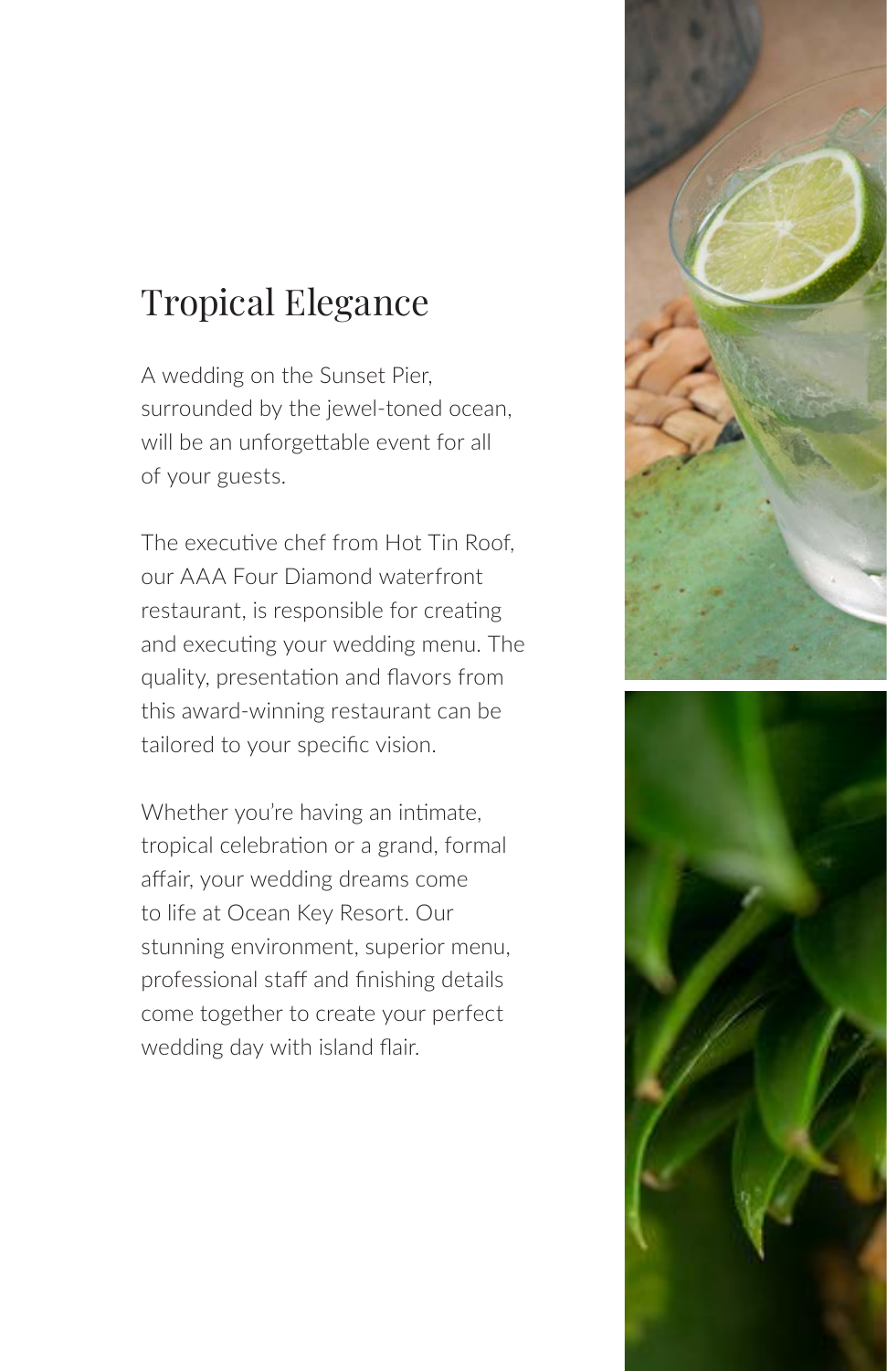# Tropical Elegance

A wedding on the Sunset Pier, surrounded by the jewel-toned ocean, will be an unforgettable event for all of your guests.

The executive chef from Hot Tin Roof, our AAA Four Diamond waterfront restaurant, is responsible for creating and executing your wedding menu. The quality, presentation and flavors from this award-winning restaurant can be tailored to your specific vision.

Whether you're having an intimate, tropical celebration or a grand, formal affair, your wedding dreams come to life at Ocean Key Resort. Our stunning environment, superior menu, professional staff and finishing details come together to create your perfect wedding day with island flair.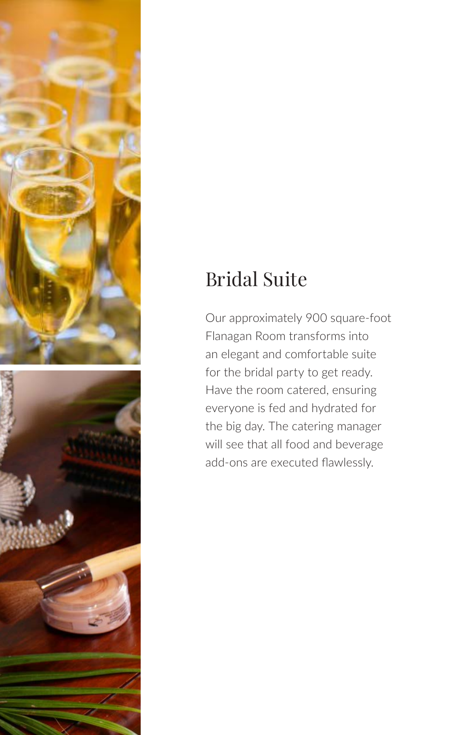## Bridal Suite

Our approximately 900 square-foot Flanagan Room transforms into an elegant and comfortable suite for the bridal party to get ready. Have the room catered, ensuring everyone is fed and hydrated for the big day. The catering manager will see that all food and beverage add-ons are executed flawlessly.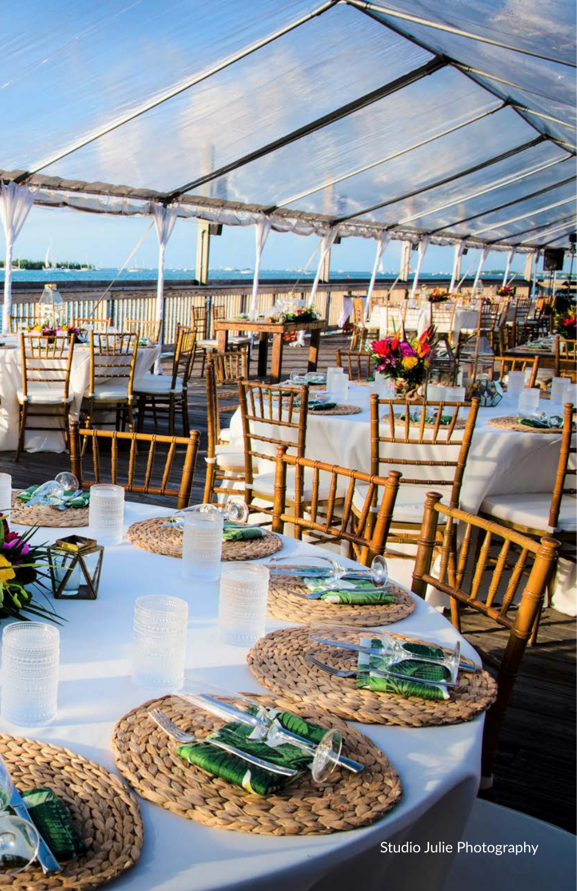Studio Julie Photography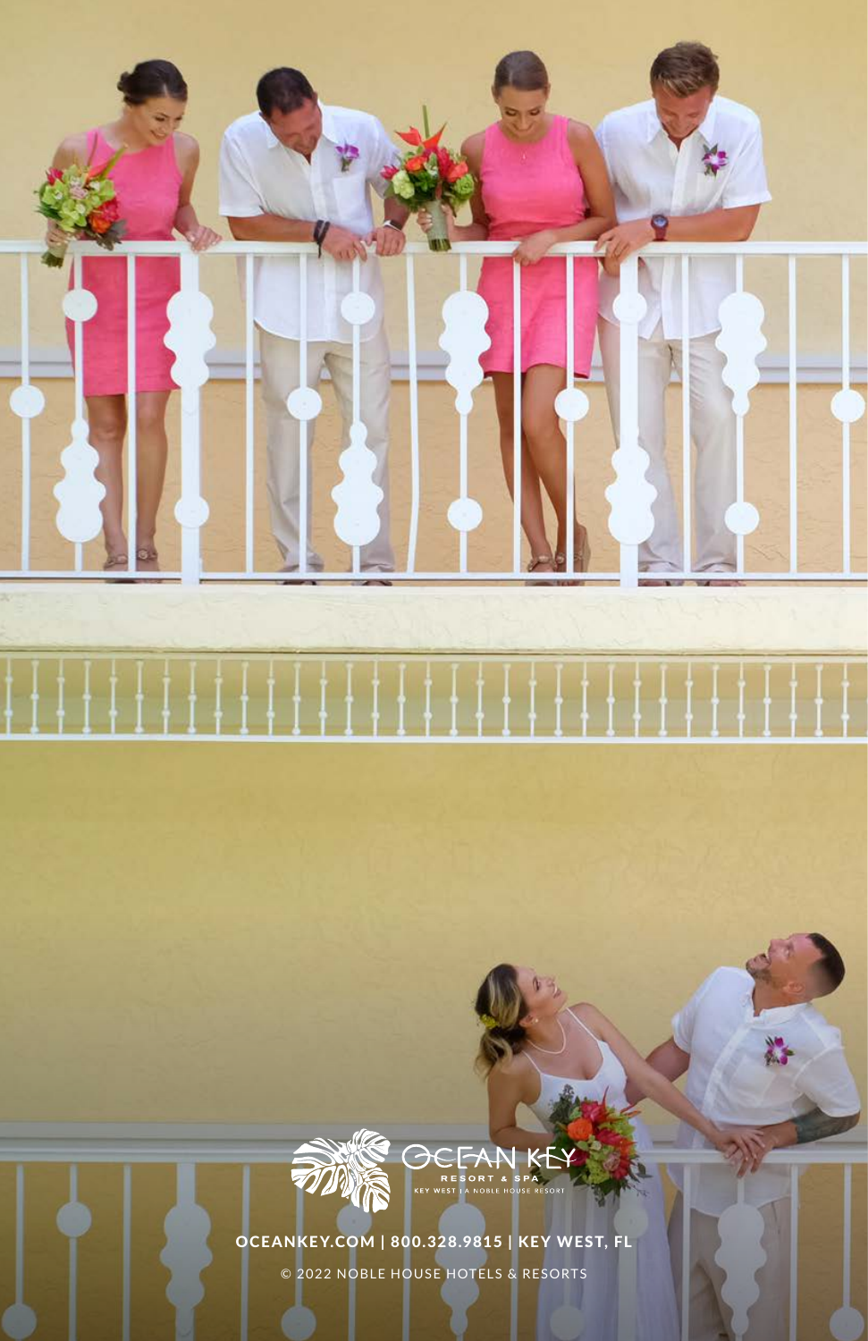OCEAN KEY
RESORT & SPA
KEY WEST | A NOBLE HOUSE RESORT

OCEANKEY.COM | 800.328.9815 | KEY WEST, FL

© 2022 NOBLE HOUSE HOTELS & RESORTS